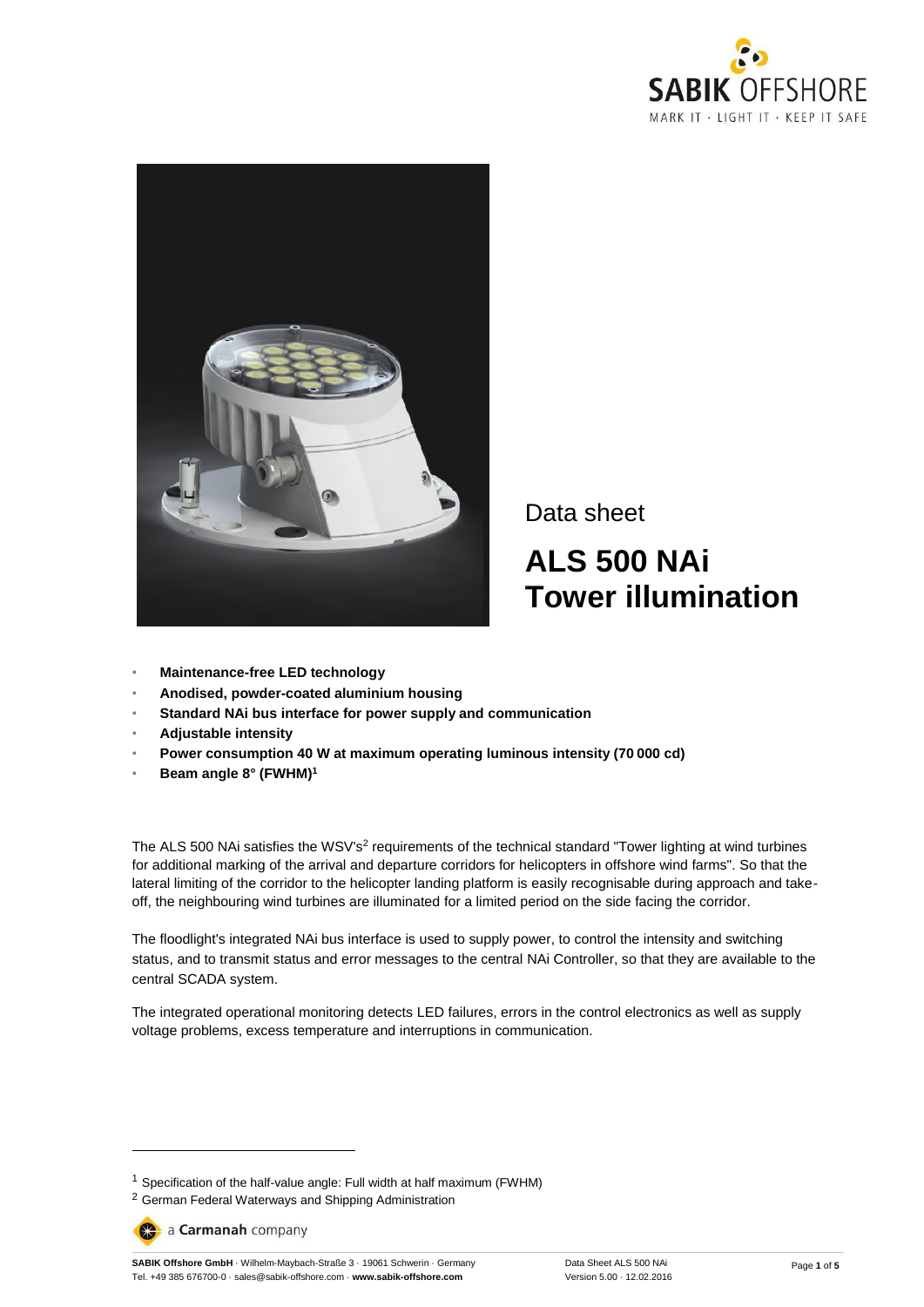Data sheet

# ALS 500 NAi Tower illumination

- **Maintenance-free LED technology**
- **Anodised, powder-coated aluminium housing**
- **Standard NAi bus interface for power supply and communication**
- **Adjustable intensity**
- **Power consumption 40 W at maximum operating luminous intensity (70 000 cd)**
- **Beam angle 8° (FWHM)[1]**

The ALS 500 NAi satisfies the WSV's[2] requirements of the technical standard "Tower lighting at wind turbines for additional marking of the arrival and departure corridors for helicopters in offshore wind farms". So that the lateral limiting of the corridor to the helicopter landing platform is easily recognisable during approach and take-off, the neighbouring wind turbines are illuminated for a limited period on the side facing the corridor.

The floodlight's integrated NAi bus interface is used to supply power, to control the intensity and switching status, and to transmit status and error messages to the central NAi Controller, so that they are available to the central SCADA system.

The integrated operational monitoring detects LED failures, errors in the control electronics as well as supply voltage problems, excess temperature and interruptions in communication.

---

[1] Specification of the half-value angle: Full width at half maximum (FWHM)

[2] German Federal Waterways and Shipping Administration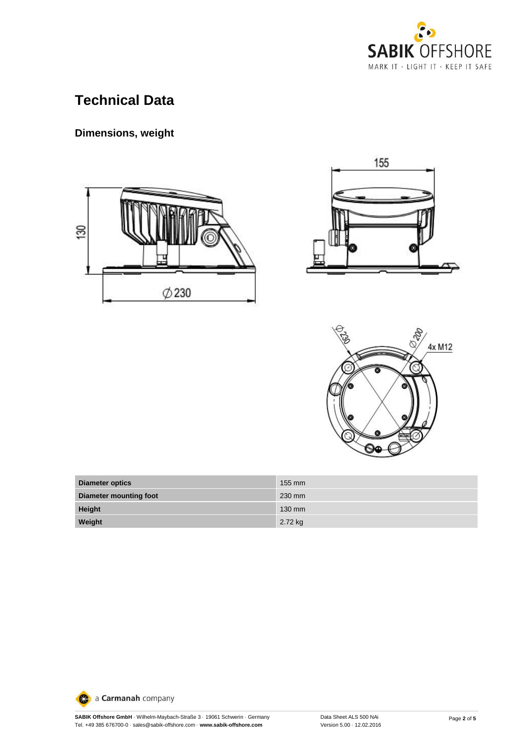# Technical Data

## Dimensions, weight

| Diameter optics | 155 mm |
|---|---|
| Diameter mounting foot | 230 mm |
| Height | 130 mm |
| Weight | 2.72 kg |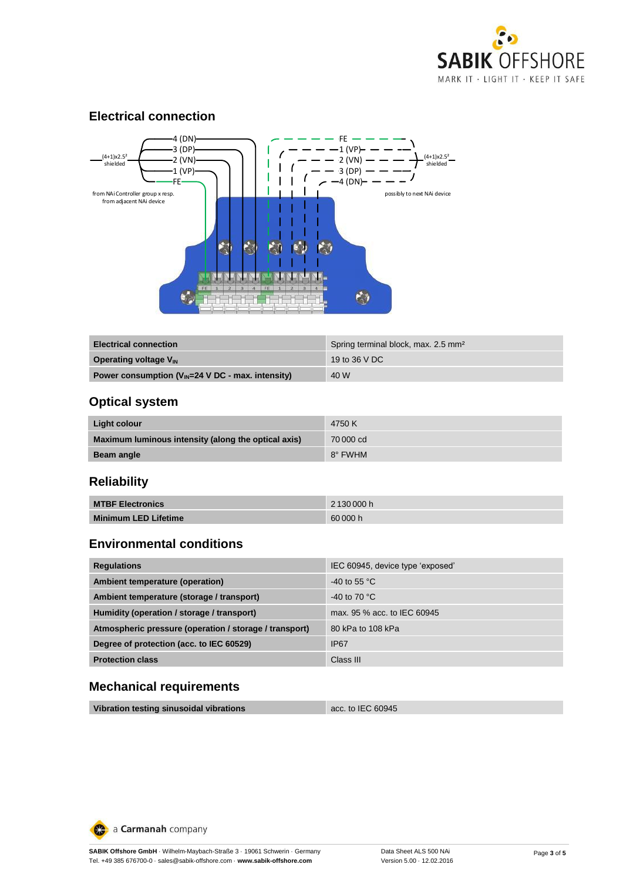## Electrical connection

4 (DN)
3 (DP)
(4+1)x2.5² shielded
2 (VN)
1 (VP)
FE

from NAi Controller group x resp. from adjacent NAi device

FE
1 (VP)
2 (VN)
3 (DP)
4 (DN)
(4+1)x2.5² shielded

possibly to next NAi device

FE 1 2 3 4 FE 1 2 3 4

| Electrical connection | Spring terminal block, max. 2.5 mm² |
|---|---|
| Operating voltage $V_{IN}$ | 19 to 36 V DC |
| Power consumption ($V_{IN}$=24 V DC - max. intensity) | 40 W |

## Optical system

| Light colour | 4750 K |
|---|---|
| Maximum luminous intensity (along the optical axis) | 70 000 cd |
| Beam angle | 8° FWHM |

## Reliability

| MTBF Electronics | 2 130 000 h |
|---|---|
| Minimum LED Lifetime | 60 000 h |

## Environmental conditions

| Regulations | IEC 60945, device type 'exposed' |
|---|---|
| Ambient temperature (operation) | -40 to 55 °C |
| Ambient temperature (storage / transport) | -40 to 70 °C |
| Humidity (operation / storage / transport) | max. 95 % acc. to IEC 60945 |
| Atmospheric pressure (operation / storage / transport) | 80 kPa to 108 kPa |
| Degree of protection (acc. to IEC 60529) | IP67 |
| Protection class | Class III |

## Mechanical requirements

| Vibration testing sinusoidal vibrations | acc. to IEC 60945 |
|---|---|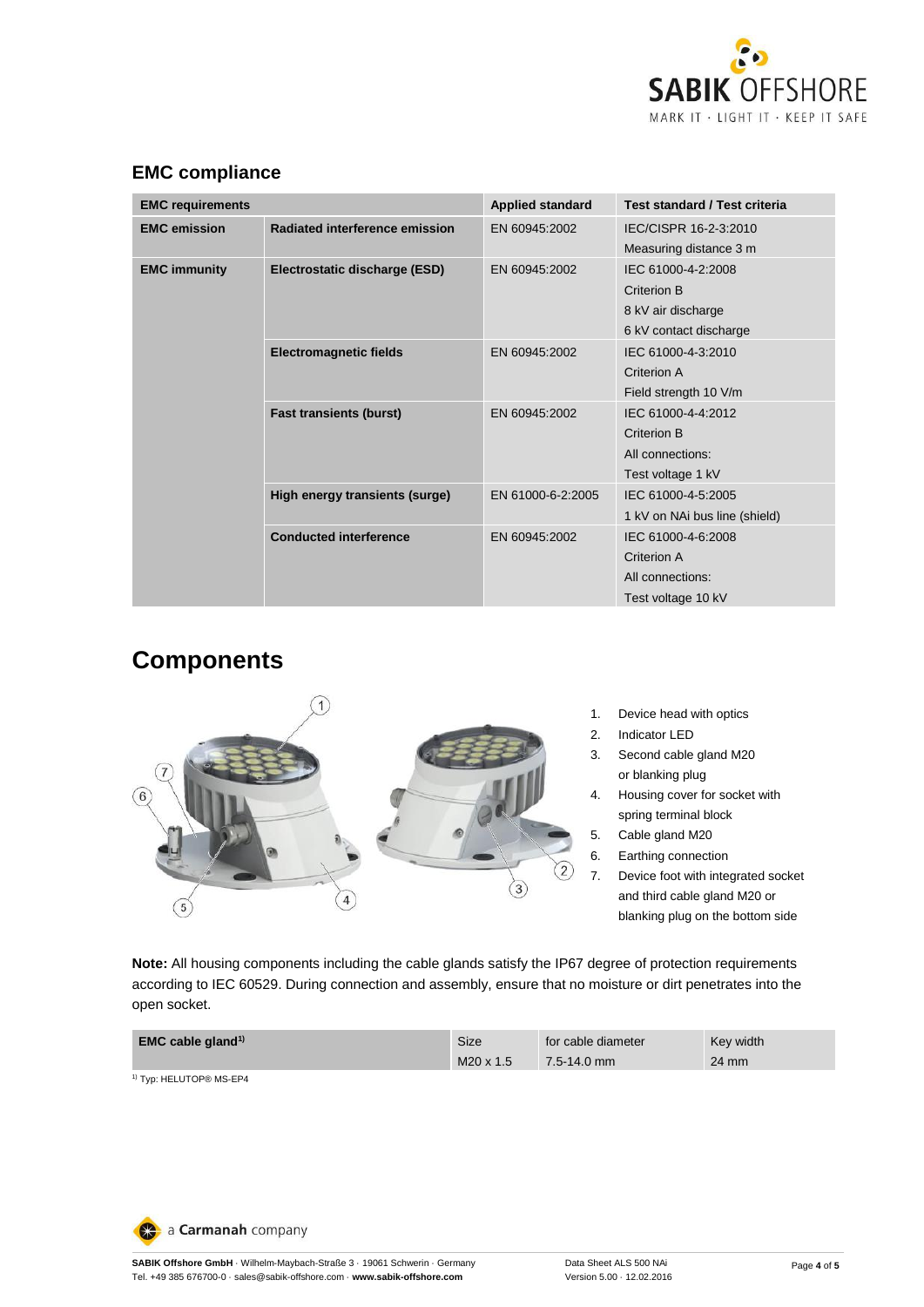## EMC compliance

| EMC requirements | | Applied standard | Test standard / Test criteria |
|---|---|---|---|
| **EMC emission** | **Radiated interference emission** | EN 60945:2002 | IEC/CISPR 16-2-3:2010<br>Measuring distance 3 m |
| **EMC immunity** | **Electrostatic discharge (ESD)** | EN 60945:2002 | IEC 61000-4-2:2008<br>Criterion B<br>8 kV air discharge<br>6 kV contact discharge |
| | **Electromagnetic fields** | EN 60945:2002 | IEC 61000-4-3:2010<br>Criterion A<br>Field strength 10 V/m |
| | **Fast transients (burst)** | EN 60945:2002 | IEC 61000-4-4:2012<br>Criterion B<br>All connections:<br>Test voltage 1 kV |
| | **High energy transients (surge)** | EN 61000-6-2:2005 | IEC 61000-4-5:2005<br>1 kV on NAi bus line (shield) |
| | **Conducted interference** | EN 60945:2002 | IEC 61000-4-6:2008<br>Criterion A<br>All connections:<br>Test voltage 10 kV |

# Components

1. Device head with optics
2. Indicator LED
3. Second cable gland M20 or blanking plug
4. Housing cover for socket with spring terminal block
5. Cable gland M20
6. Earthing connection
7. Device foot with integrated socket and third cable gland M20 or blanking plug on the bottom side

**Note:** All housing components including the cable glands satisfy the IP67 degree of protection requirements according to IEC 60529. During connection and assembly, ensure that no moisture or dirt penetrates into the open socket.

| EMC cable gland[1] | Size | for cable diameter | Key width |
|---|---|---|---|
| | M20 x 1.5 | 7.5-14.0 mm | 24 mm |

[1] Typ: HELUTOP® MS-EP4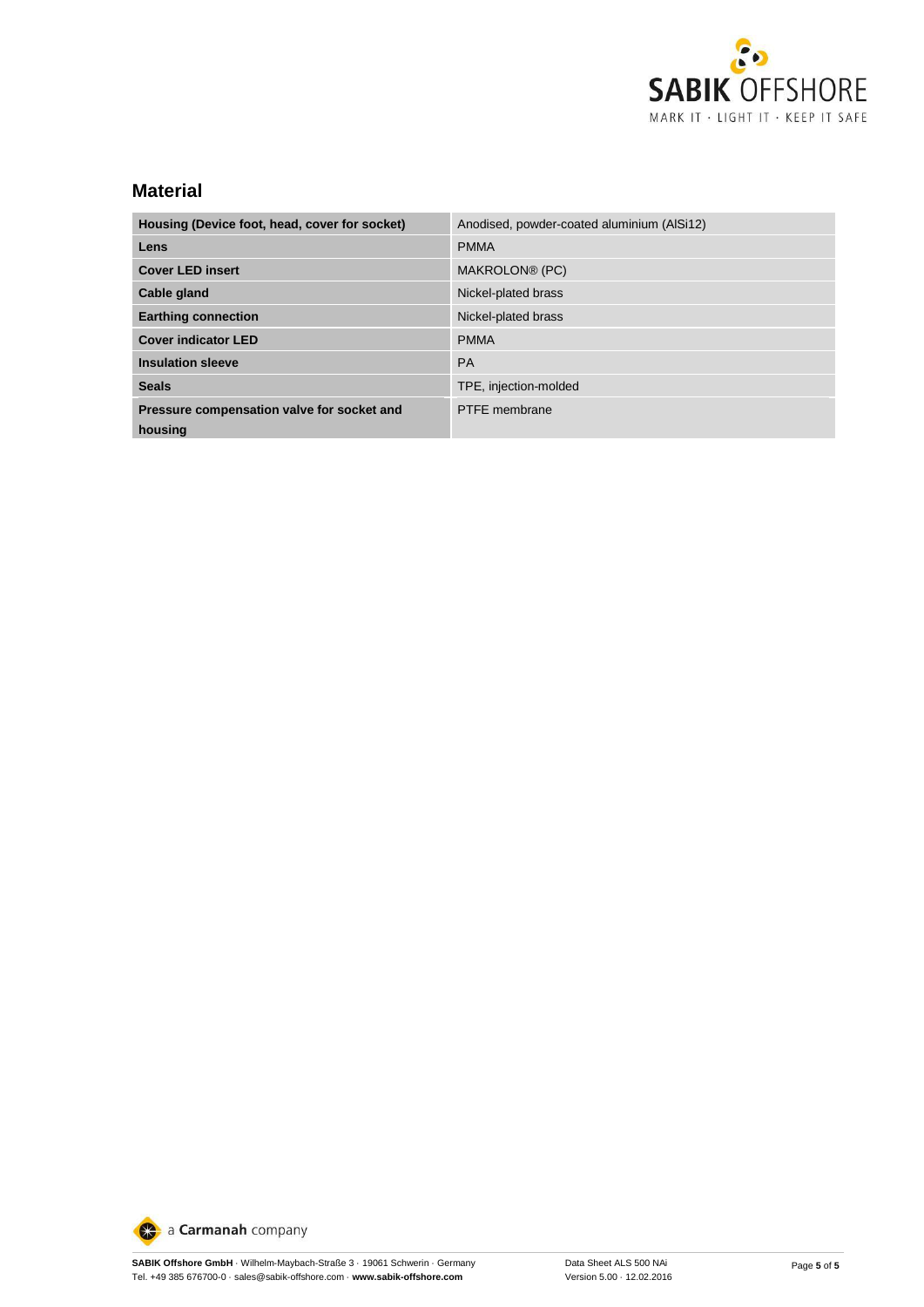## Material

| | |
|---|---|
| **Housing (Device foot, head, cover for socket)** | Anodised, powder-coated aluminium (AlSi12) |
| **Lens** | PMMA |
| **Cover LED insert** | MAKROLON® (PC) |
| **Cable gland** | Nickel-plated brass |
| **Earthing connection** | Nickel-plated brass |
| **Cover indicator LED** | PMMA |
| **Insulation sleeve** | PA |
| **Seals** | TPE, injection-molded |
| **Pressure compensation valve for socket and housing** | PTFE membrane |